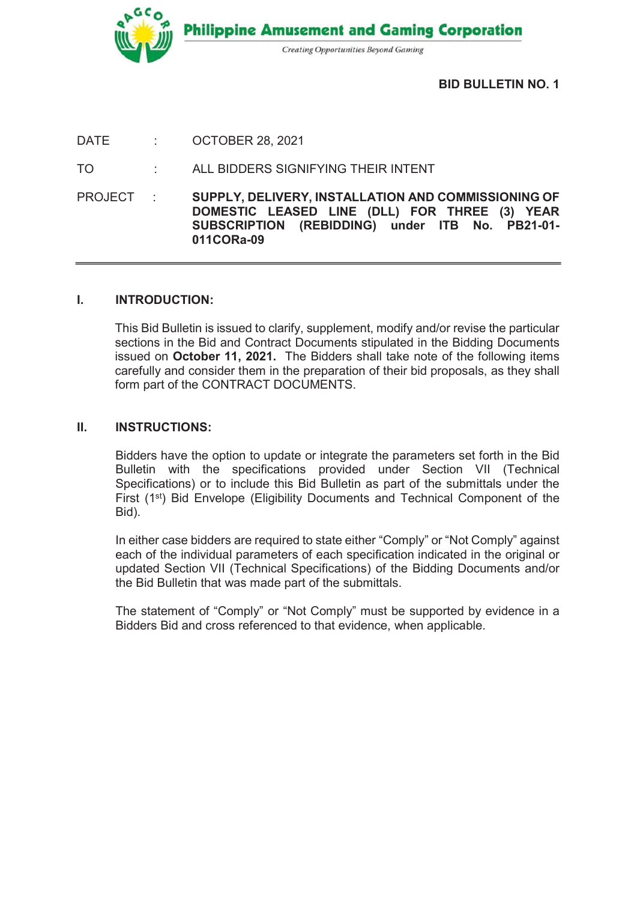Philippine Amusement and Gaming Corporation

*Creating Opportunities Beyond Gaming*

**BID BULLETIN NO. 1**

DATE : OCTOBER 28, 2021

TO : ALL BIDDERS SIGNIFYING THEIR INTENT

PROJECT : **SUPPLY, DELIVERY, INSTALLATION AND COMMISSIONING OF DOMESTIC LEASED LINE (DLL) FOR THREE (3) YEAR SUBSCRIPTION (REBIDDING) under ITB No. PB21-01-011CORa-09**

---

## I. INTRODUCTION:

This Bid Bulletin is issued to clarify, supplement, modify and/or revise the particular sections in the Bid and Contract Documents stipulated in the Bidding Documents issued on **October 11, 2021.** The Bidders shall take note of the following items carefully and consider them in the preparation of their bid proposals, as they shall form part of the CONTRACT DOCUMENTS.

## II. INSTRUCTIONS:

Bidders have the option to update or integrate the parameters set forth in the Bid Bulletin with the specifications provided under Section VII (Technical Specifications) or to include this Bid Bulletin as part of the submittals under the First (1st) Bid Envelope (Eligibility Documents and Technical Component of the Bid).

In either case bidders are required to state either "Comply" or "Not Comply" against each of the individual parameters of each specification indicated in the original or updated Section VII (Technical Specifications) of the Bidding Documents and/or the Bid Bulletin that was made part of the submittals.

The statement of "Comply" or "Not Comply" must be supported by evidence in a Bidders Bid and cross referenced to that evidence, when applicable.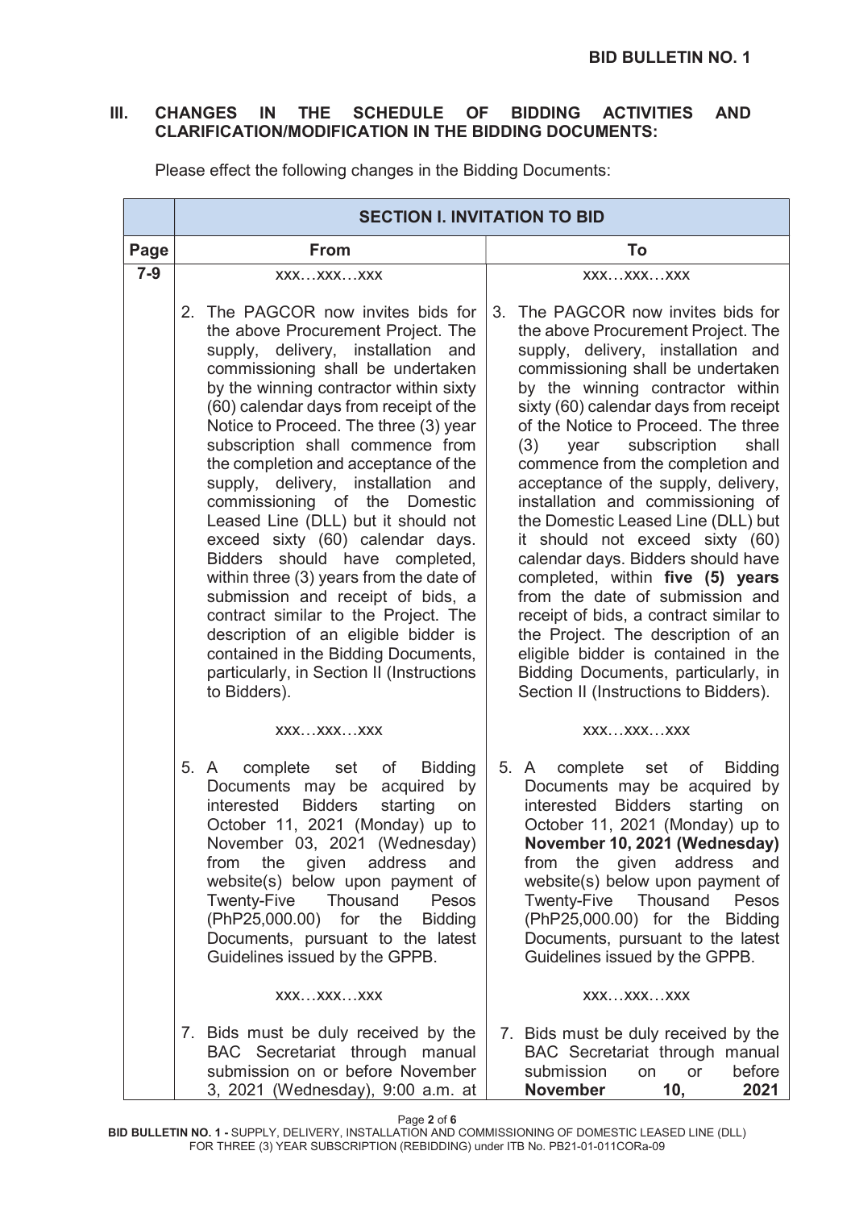## III. CHANGES IN THE SCHEDULE OF BIDDING ACTIVITIES AND CLARIFICATION/MODIFICATION IN THE BIDDING DOCUMENTS:

Please effect the following changes in the Bidding Documents:

| | SECTION I. INVITATION TO BID | |
|---|---|---|
| **Page** | **From** | **To** |
| 7-9 | xxx…xxx…xxx<br><br>2. The PAGCOR now invites bids for the above Procurement Project. The supply, delivery, installation and commissioning shall be undertaken by the winning contractor within sixty (60) calendar days from receipt of the Notice to Proceed. The three (3) year subscription shall commence from the completion and acceptance of the supply, delivery, installation and commissioning of the Domestic Leased Line (DLL) but it should not exceed sixty (60) calendar days. Bidders should have completed, within three (3) years from the date of submission and receipt of bids, a contract similar to the Project. The description of an eligible bidder is contained in the Bidding Documents, particularly, in Section II (Instructions to Bidders).<br><br>xxx…xxx…xxx<br><br>5. A complete set of Bidding Documents may be acquired by interested Bidders starting on October 11, 2021 (Monday) up to November 03, 2021 (Wednesday) from the given address and website(s) below upon payment of Twenty-Five Thousand Pesos (PhP25,000.00) for the Bidding Documents, pursuant to the latest Guidelines issued by the GPPB.<br><br>xxx…xxx…xxx<br><br>7. Bids must be duly received by the BAC Secretariat through manual submission on or before November 3, 2021 (Wednesday), 9:00 a.m. at | xxx…xxx…xxx<br><br>3. The PAGCOR now invites bids for the above Procurement Project. The supply, delivery, installation and commissioning shall be undertaken by the winning contractor within sixty (60) calendar days from receipt of the Notice to Proceed. The three (3) year subscription shall commence from the completion and acceptance of the supply, delivery, installation and commissioning of the Domestic Leased Line (DLL) but it should not exceed sixty (60) calendar days. Bidders should have completed, within **five (5) years** from the date of submission and receipt of bids, a contract similar to the Project. The description of an eligible bidder is contained in the Bidding Documents, particularly, in Section II (Instructions to Bidders).<br><br>xxx…xxx…xxx<br><br>5. A complete set of Bidding Documents may be acquired by interested Bidders starting on October 11, 2021 (Monday) up to **November 10, 2021 (Wednesday)** from the given address and website(s) below upon payment of Twenty-Five Thousand Pesos (PhP25,000.00) for the Bidding Documents, pursuant to the latest Guidelines issued by the GPPB.<br><br>xxx…xxx…xxx<br><br>7. Bids must be duly received by the BAC Secretariat through manual submission on or before **November 10, 2021** |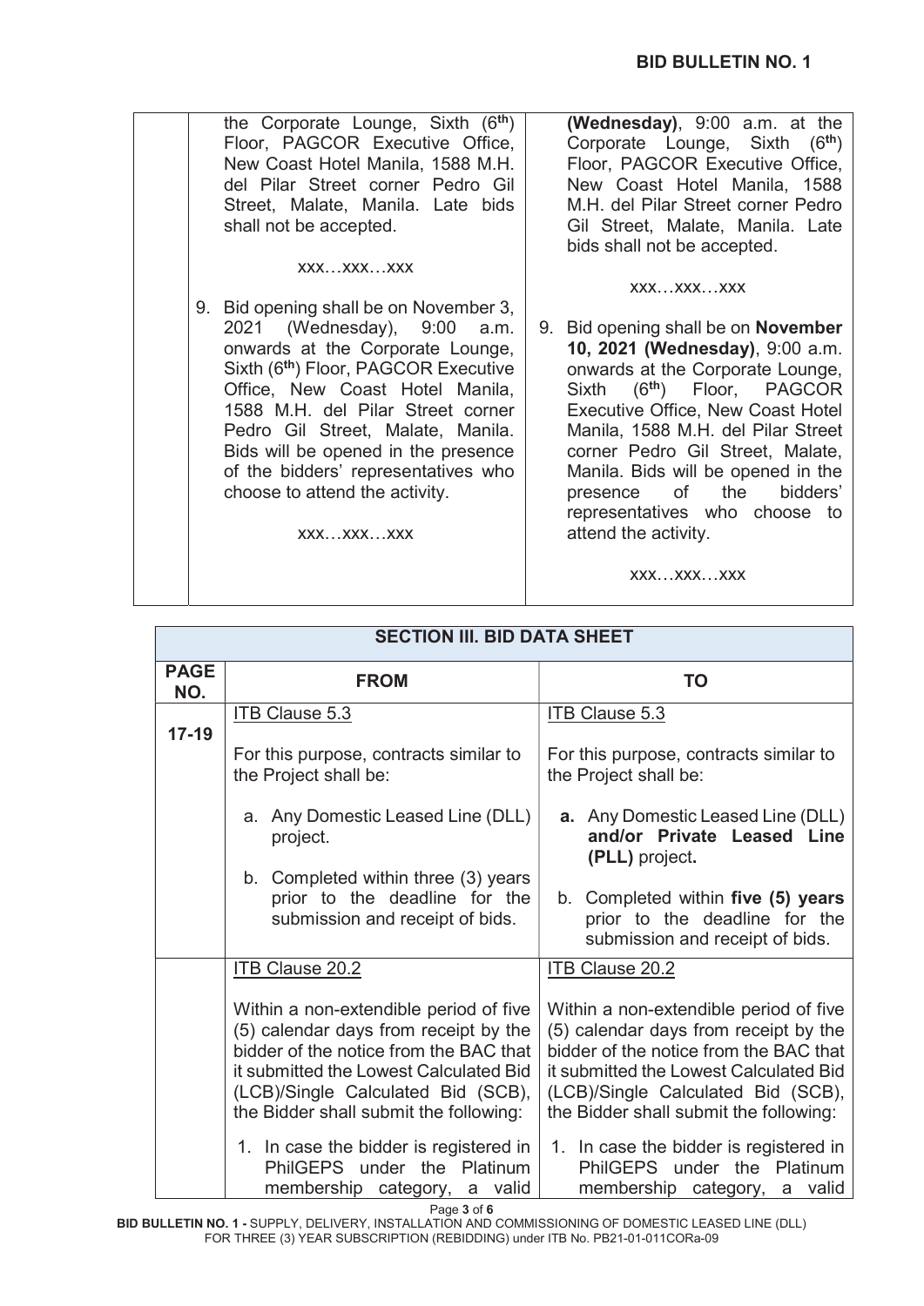| | FROM | TO |
|---|---|---|
| | the Corporate Lounge, Sixth (6th) Floor, PAGCOR Executive Office, New Coast Hotel Manila, 1588 M.H. del Pilar Street corner Pedro Gil Street, Malate, Manila. Late bids shall not be accepted.<br><br>xxx…xxx…xxx<br><br>9. Bid opening shall be on November 3, 2021 (Wednesday), 9:00 a.m. onwards at the Corporate Lounge, Sixth (6th) Floor, PAGCOR Executive Office, New Coast Hotel Manila, 1588 M.H. del Pilar Street corner Pedro Gil Street, Malate, Manila. Bids will be opened in the presence of the bidders' representatives who choose to attend the activity.<br><br>xxx…xxx…xxx | **(Wednesday)**, 9:00 a.m. at the Corporate Lounge, Sixth (6th) Floor, PAGCOR Executive Office, New Coast Hotel Manila, 1588 M.H. del Pilar Street corner Pedro Gil Street, Malate, Manila. Late bids shall not be accepted.<br><br>xxx…xxx…xxx<br><br>9. Bid opening shall be on **November 10, 2021 (Wednesday)**, 9:00 a.m. onwards at the Corporate Lounge, Sixth (6th) Floor, PAGCOR Executive Office, New Coast Hotel Manila, 1588 M.H. del Pilar Street corner Pedro Gil Street, Malate, Manila. Bids will be opened in the presence of the bidders' representatives who choose to attend the activity.<br><br>xxx…xxx…xxx |

| SECTION III. BID DATA SHEET | | |
|---|---|---|
| **PAGE NO.** | **FROM** | **TO** |
| 17-19 | ITB Clause 5.3<br><br>For this purpose, contracts similar to the Project shall be:<br><br>a. Any Domestic Leased Line (DLL) project.<br><br>b. Completed within three (3) years prior to the deadline for the submission and receipt of bids. | ITB Clause 5.3<br><br>For this purpose, contracts similar to the Project shall be:<br><br>**a.** Any Domestic Leased Line (DLL) **and/or Private Leased Line (PLL)** project**.**<br><br>b. Completed within **five (5) years** prior to the deadline for the submission and receipt of bids. |
| | ITB Clause 20.2<br><br>Within a non-extendible period of five (5) calendar days from receipt by the bidder of the notice from the BAC that it submitted the Lowest Calculated Bid (LCB)/Single Calculated Bid (SCB), the Bidder shall submit the following:<br><br>1. In case the bidder is registered in PhilGEPS under the Platinum membership category, a valid | ITB Clause 20.2<br><br>Within a non-extendible period of five (5) calendar days from receipt by the bidder of the notice from the BAC that it submitted the Lowest Calculated Bid (LCB)/Single Calculated Bid (SCB), the Bidder shall submit the following:<br><br>1. In case the bidder is registered in PhilGEPS under the Platinum membership category, a valid |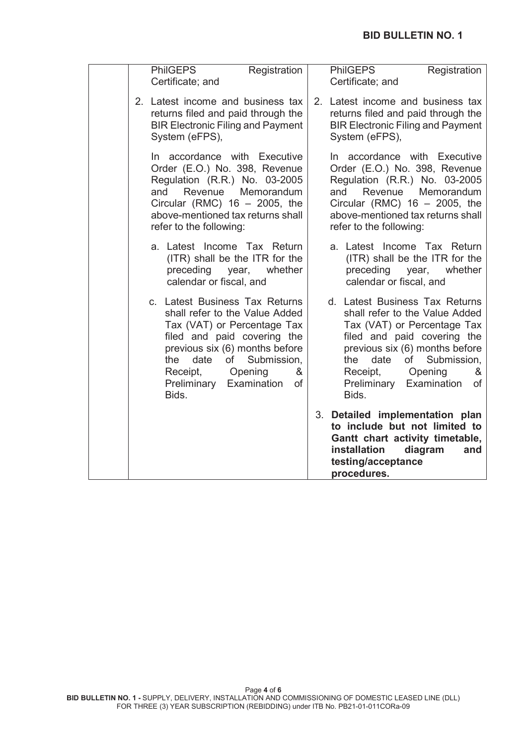| | | |
|---|---|---|
| | PhilGEPS Registration Certificate; and<br><br>2. Latest income and business tax returns filed and paid through the BIR Electronic Filing and Payment System (eFPS),<br><br>In accordance with Executive Order (E.O.) No. 398, Revenue Regulation (R.R.) No. 03-2005 and Revenue Memorandum Circular (RMC) 16 – 2005, the above-mentioned tax returns shall refer to the following:<br><br>a. Latest Income Tax Return (ITR) shall be the ITR for the preceding year, whether calendar or fiscal, and<br><br>c. Latest Business Tax Returns shall refer to the Value Added Tax (VAT) or Percentage Tax filed and paid covering the previous six (6) months before the date of Submission, Receipt, Opening & Preliminary Examination of Bids. | PhilGEPS Registration Certificate; and<br><br>2. Latest income and business tax returns filed and paid through the BIR Electronic Filing and Payment System (eFPS),<br><br>In accordance with Executive Order (E.O.) No. 398, Revenue Regulation (R.R.) No. 03-2005 and Revenue Memorandum Circular (RMC) 16 – 2005, the above-mentioned tax returns shall refer to the following:<br><br>a. Latest Income Tax Return (ITR) shall be the ITR for the preceding year, whether calendar or fiscal, and<br><br>d. Latest Business Tax Returns shall refer to the Value Added Tax (VAT) or Percentage Tax filed and paid covering the previous six (6) months before the date of Submission, Receipt, Opening & Preliminary Examination of Bids. |
| | | 3. **Detailed implementation plan to include but not limited to Gantt chart activity timetable, installation diagram and testing/acceptance procedures.** |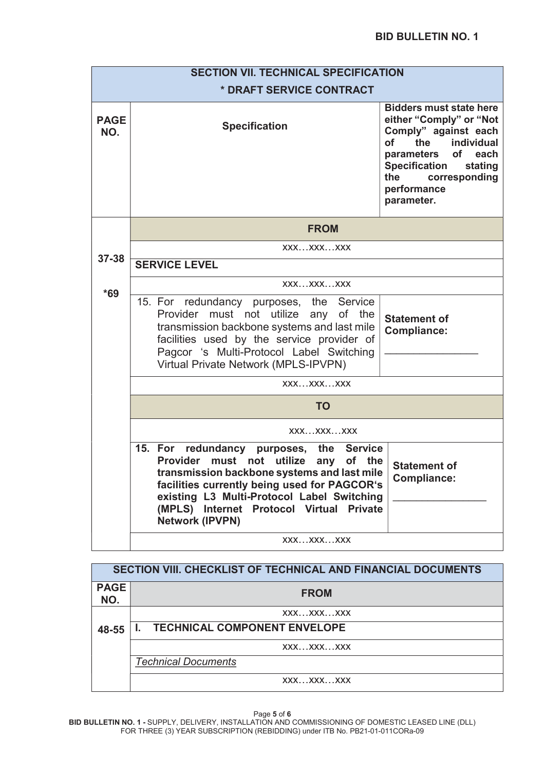**BID BULLETIN NO. 1**

| SECTION VII. TECHNICAL SPECIFICATION<br>* DRAFT SERVICE CONTRACT | | |
|---|---|---|
| **PAGE NO.** | **Specification** | **Bidders must state here either "Comply" or "Not Comply" against each of the individual parameters of each Specification stating the corresponding performance parameter.** |
| 37-38<br><br>*69 | **FROM** | |
| | xxx…xxx…xxx | |
| | **SERVICE LEVEL** | |
| | xxx…xxx…xxx | |
| | 15. For redundancy purposes, the Service Provider must not utilize any of the transmission backbone systems and last mile facilities used by the service provider of Pagcor 's Multi-Protocol Label Switching Virtual Private Network (MPLS-IPVPN) | **Statement of Compliance:**<br>_______________ |
| | xxx…xxx…xxx | |
| | **TO** | |
| | xxx…xxx…xxx | |
| | **15. For redundancy purposes, the Service Provider must not utilize any of the transmission backbone systems and last mile facilities currently being used for PAGCOR's existing L3 Multi-Protocol Label Switching (MPLS) Internet Protocol Virtual Private Network (IPVPN)** | **Statement of Compliance:**<br>_______________ |
| | xxx…xxx…xxx | |

| SECTION VIII. CHECKLIST OF TECHNICAL AND FINANCIAL DOCUMENTS | |
|---|---|
| **PAGE NO.** | **FROM** |
| 48-55 | xxx…xxx…xxx |
| | **I. TECHNICAL COMPONENT ENVELOPE** |
| | xxx…xxx…xxx |
| | *Technical Documents* |
| | xxx…xxx…xxx |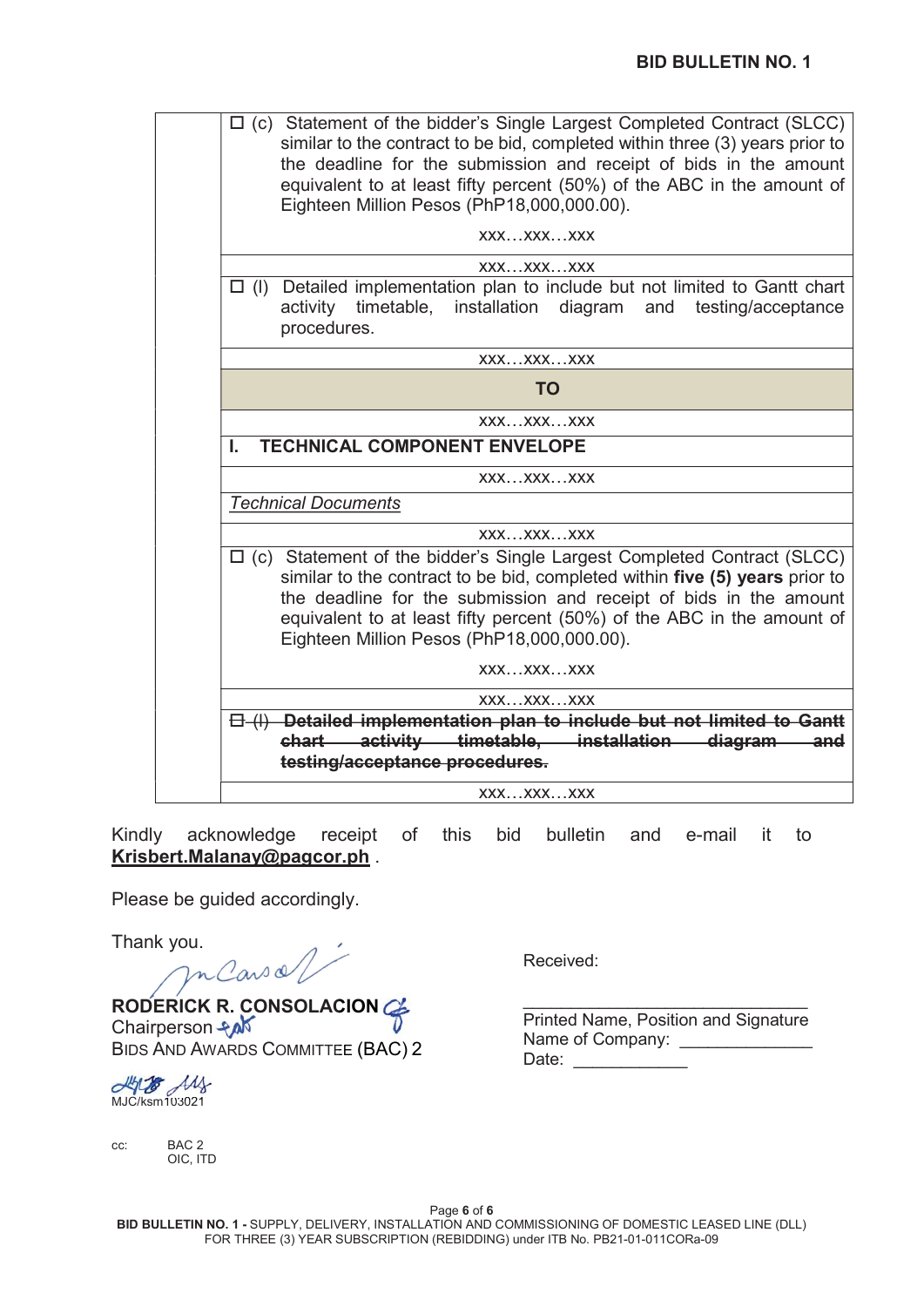| | |
|---|---|
| | ☐ (c) Statement of the bidder's Single Largest Completed Contract (SLCC) similar to the contract to be bid, completed within three (3) years prior to the deadline for the submission and receipt of bids in the amount equivalent to at least fifty percent (50%) of the ABC in the amount of Eighteen Million Pesos (PhP18,000,000.00). |
| | xxx…xxx…xxx |
| | xxx…xxx…xxx |
| | ☐ (l) Detailed implementation plan to include but not limited to Gantt chart activity timetable, installation diagram and testing/acceptance procedures. |
| | xxx…xxx…xxx |
| | **TO** |
| | xxx…xxx…xxx |
| | **I. TECHNICAL COMPONENT ENVELOPE** |
| | xxx…xxx…xxx |
| | *Technical Documents* |
| | xxx…xxx…xxx |
| | ☐ (c) Statement of the bidder's Single Largest Completed Contract (SLCC) similar to the contract to be bid, completed within **five (5) years** prior to the deadline for the submission and receipt of bids in the amount equivalent to at least fifty percent (50%) of the ABC in the amount of Eighteen Million Pesos (PhP18,000,000.00). |
| | xxx…xxx…xxx |
| | xxx…xxx…xxx |
| | ~~☐ (l) **Detailed implementation plan to include but not limited to Gantt chart activity timetable, installation diagram and testing/acceptance procedures.**~~ |
| | xxx…xxx…xxx |

Kindly acknowledge receipt of this bid bulletin and e-mail it to **Krisbert.Malanay@pagcor.ph** .

Please be guided accordingly.

Thank you.

**RODERICK R. CONSOLACION**
Chairperson
BIDS AND AWARDS COMMITTEE (BAC) 2

MJC/ksm103021

Received:

_______________________________
Printed Name, Position and Signature
Name of Company: ______________
Date: ____________

cc: BAC 2
OIC, ITD

**BID BULLETIN NO. 1 -** SUPPLY, DELIVERY, INSTALLATION AND COMMISSIONING OF DOMESTIC LEASED LINE (DLL) FOR THREE (3) YEAR SUBSCRIPTION (REBIDDING) under ITB No. PB21-01-011CORa-09